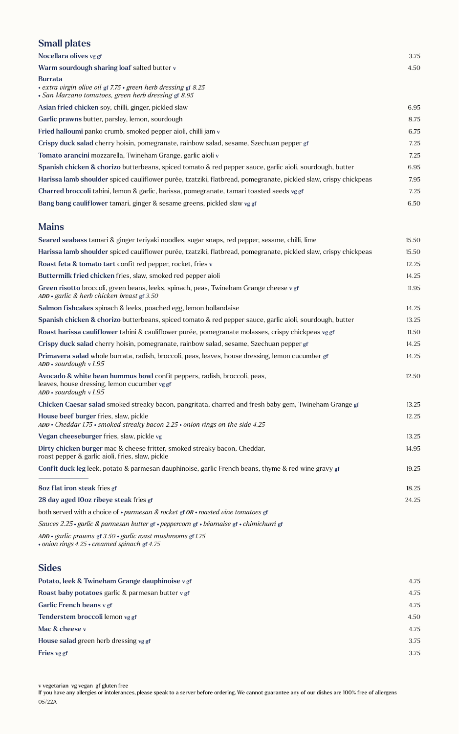## Small plates

| | |
|---|---|
| **Nocellara olives** vg gf | 3.75 |
| **Warm sourdough sharing loaf** salted butter v | 4.50 |
| **Burrata**<br>*• extra virgin olive oil gf 7.75 • green herb dressing gf 8.25*<br>*• San Marzano tomatoes, green herb dressing gf 8.95* | |
| **Asian fried chicken** soy, chilli, ginger, pickled slaw | 6.95 |
| **Garlic prawns** butter, parsley, lemon, sourdough | 8.75 |
| **Fried halloumi** panko crumb, smoked pepper aioli, chilli jam v | 6.75 |
| **Crispy duck salad** cherry hoisin, pomegranate, rainbow salad, sesame, Szechuan pepper gf | 7.25 |
| **Tomato arancini** mozzarella, Twineham Grange, garlic aioli v | 7.25 |
| **Spanish chicken & chorizo** butterbeans, spiced tomato & red pepper sauce, garlic aioli, sourdough, butter | 6.95 |
| **Harissa lamb shoulder** spiced cauliflower purée, tzatziki, flatbread, pomegranate, pickled slaw, crispy chickpeas | 7.95 |
| **Charred broccoli** tahini, lemon & garlic, harissa, pomegranate, tamari toasted seeds vg gf | 7.25 |
| **Bang bang cauliflower** tamari, ginger & sesame greens, pickled slaw vg gf | 6.50 |

## Mains

| | |
|---|---|
| **Seared seabass** tamari & ginger teriyaki noodles, sugar snaps, red pepper, sesame, chilli, lime | 15.50 |
| **Harissa lamb shoulder** spiced cauliflower purée, tzatziki, flatbread, pomegranate, pickled slaw, crispy chickpeas | 15.50 |
| **Roast feta & tomato tart** confit red pepper, rocket, fries v | 12.25 |
| **Buttermilk fried chicken** fries, slaw, smoked red pepper aioli | 14.25 |
| **Green risotto** broccoli, green beans, leeks, spinach, peas, Twineham Grange cheese v gf<br>*ADD • garlic & herb chicken breast gf 3.50* | 11.95 |
| **Salmon fishcakes** spinach & leeks, poached egg, lemon hollandaise | 14.25 |
| **Spanish chicken & chorizo** butterbeans, spiced tomato & red pepper sauce, garlic aioli, sourdough, butter | 13.25 |
| **Roast harissa cauliflower** tahini & cauliflower purée, pomegranate molasses, crispy chickpeas vg gf | 11.50 |
| **Crispy duck salad** cherry hoisin, pomegranate, rainbow salad, sesame, Szechuan pepper gf | 14.25 |
| **Primavera salad** whole burrata, radish, broccoli, peas, leaves, house dressing, lemon cucumber gf<br>*ADD • sourdough v 1.95* | 14.25 |
| **Avocado & white bean hummus bowl** confit peppers, radish, broccoli, peas, leaves, house dressing, lemon cucumber vg gf<br>*ADD • sourdough v 1.95* | 12.50 |
| **Chicken Caesar salad** smoked streaky bacon, pangritata, charred and fresh baby gem, Twineham Grange gf | 13.25 |
| **House beef burger** fries, slaw, pickle<br>*ADD • Cheddar 1.75 • smoked streaky bacon 2.25 • onion rings on the side 4.25* | 12.25 |
| **Vegan cheeseburger** fries, slaw, pickle vg | 13.25 |
| **Dirty chicken burger** mac & cheese fritter, smoked streaky bacon, Cheddar, roast pepper & garlic aioli, fries, slaw, pickle | 14.95 |
| **Confit duck leg** leek, potato & parmesan dauphinoise, garlic French beans, thyme & red wine gravy gf | 19.25 |

| | |
|---|---|
| **8oz flat iron steak** fries gf | 18.25 |
| **28 day aged 10oz ribeye steak** fries gf | 24.25 |

both served with a choice of *• parmesan & rocket gf* ***OR*** *• roasted vine tomatoes gf*

*Sauces 2.25 • garlic & parmesan butter gf • peppercorn gf • béarnaise gf • chimichurri gf*

*ADD • garlic prawns gf 3.50 • garlic roast mushrooms gf 1.75*
*• onion rings 4.25 • creamed spinach gf 4.75*

## Sides

| | |
|---|---|
| **Potato, leek & Twineham Grange dauphinoise** v gf | 4.75 |
| **Roast baby potatoes** garlic & parmesan butter v gf | 4.75 |
| **Garlic French beans** v gf | 4.75 |
| **Tenderstem broccoli** lemon vg gf | 4.50 |
| **Mac & cheese** v | 4.75 |
| **House salad** green herb dressing vg gf | 3.75 |
| **Fries** vg gf | 3.75 |

v vegetarian vg vegan gf gluten free
If you have any allergies or intolerances, please speak to a server before ordering. We cannot guarantee any of our dishes are 100% free of allergens
05/22A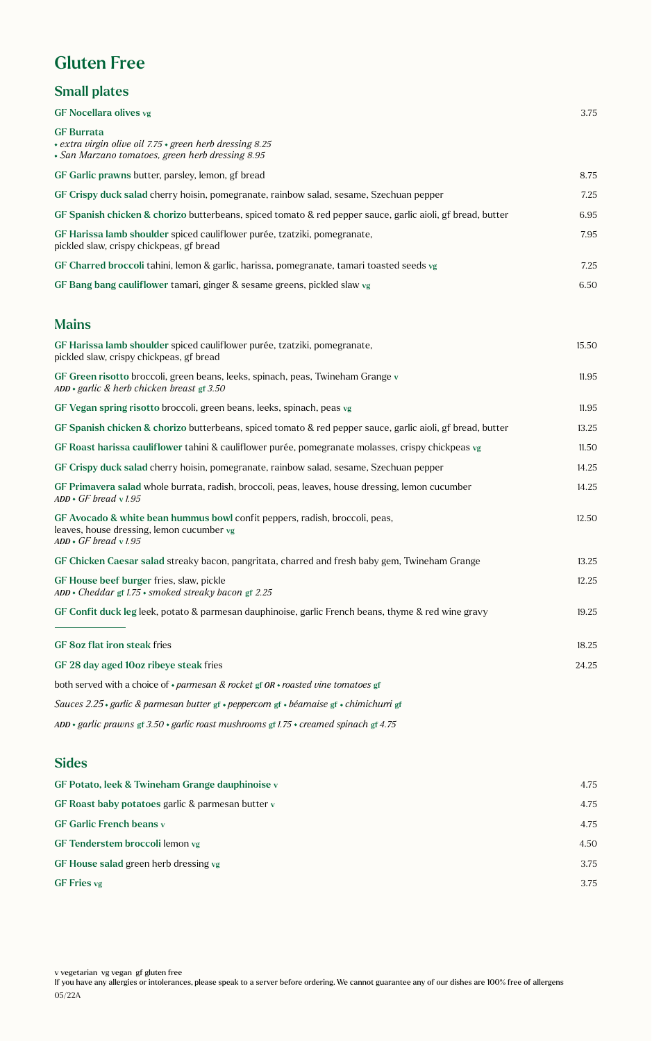# Gluten Free

## Small plates

**GF Nocellara olives** vg — 3.75

**GF Burrata**
• *extra virgin olive oil 7.75* • *green herb dressing 8.25*
• *San Marzano tomatoes, green herb dressing 8.95*

**GF Garlic prawns** butter, parsley, lemon, gf bread — 8.75

**GF Crispy duck salad** cherry hoisin, pomegranate, rainbow salad, sesame, Szechuan pepper — 7.25

**GF Spanish chicken & chorizo** butterbeans, spiced tomato & red pepper sauce, garlic aioli, gf bread, butter — 6.95

**GF Harissa lamb shoulder** spiced cauliflower purée, tzatziki, pomegranate, pickled slaw, crispy chickpeas, gf bread — 7.95

**GF Charred broccoli** tahini, lemon & garlic, harissa, pomegranate, tamari toasted seeds vg — 7.25

**GF Bang bang cauliflower** tamari, ginger & sesame greens, pickled slaw vg — 6.50

## Mains

**GF Harissa lamb shoulder** spiced cauliflower purée, tzatziki, pomegranate, pickled slaw, crispy chickpeas, gf bread — 15.50

**GF Green risotto** broccoli, green beans, leeks, spinach, peas, Twineham Grange v — 11.95
***ADD*** • *garlic & herb chicken breast* gf *3.50*

**GF Vegan spring risotto** broccoli, green beans, leeks, spinach, peas vg — 11.95

**GF Spanish chicken & chorizo** butterbeans, spiced tomato & red pepper sauce, garlic aioli, gf bread, butter — 13.25

**GF Roast harissa cauliflower** tahini & cauliflower purée, pomegranate molasses, crispy chickpeas vg — 11.50

**GF Crispy duck salad** cherry hoisin, pomegranate, rainbow salad, sesame, Szechuan pepper — 14.25

**GF Primavera salad** whole burrata, radish, broccoli, peas, leaves, house dressing, lemon cucumber — 14.25
***ADD*** • *GF bread* v *1.95*

**GF Avocado & white bean hummus bowl** confit peppers, radish, broccoli, peas, leaves, house dressing, lemon cucumber vg — 12.50
***ADD*** • *GF bread* v *1.95*

**GF Chicken Caesar salad** streaky bacon, pangritata, charred and fresh baby gem, Twineham Grange — 13.25

**GF House beef burger** fries, slaw, pickle — 12.25
***ADD*** • *Cheddar* gf *1.75* • *smoked streaky bacon* gf *2.25*

**GF Confit duck leg** leek, potato & parmesan dauphinoise, garlic French beans, thyme & red wine gravy — 19.25

---

**GF 8oz flat iron steak** fries — 18.25

**GF 28 day aged 10oz ribeye steak** fries — 24.25

both served with a choice of • *parmesan & rocket* gf ***OR*** • *roasted vine tomatoes* gf

*Sauces 2.25* • *garlic & parmesan butter* gf • *peppercorn* gf • *béarnaise* gf • *chimichurri* gf

***ADD*** • *garlic prawns* gf *3.50* • *garlic roast mushrooms* gf *1.75* • *creamed spinach* gf *4.75*

## Sides

**GF Potato, leek & Twineham Grange dauphinoise** v — 4.75

**GF Roast baby potatoes** garlic & parmesan butter v — 4.75

**GF Garlic French beans** v — 4.75

**GF Tenderstem broccoli** lemon vg — 4.50

**GF House salad** green herb dressing vg — 3.75

**GF Fries** vg — 3.75

v vegetarian vg vegan gf gluten free
If you have any allergies or intolerances, please speak to a server before ordering. We cannot guarantee any of our dishes are 100% free of allergens
05/22A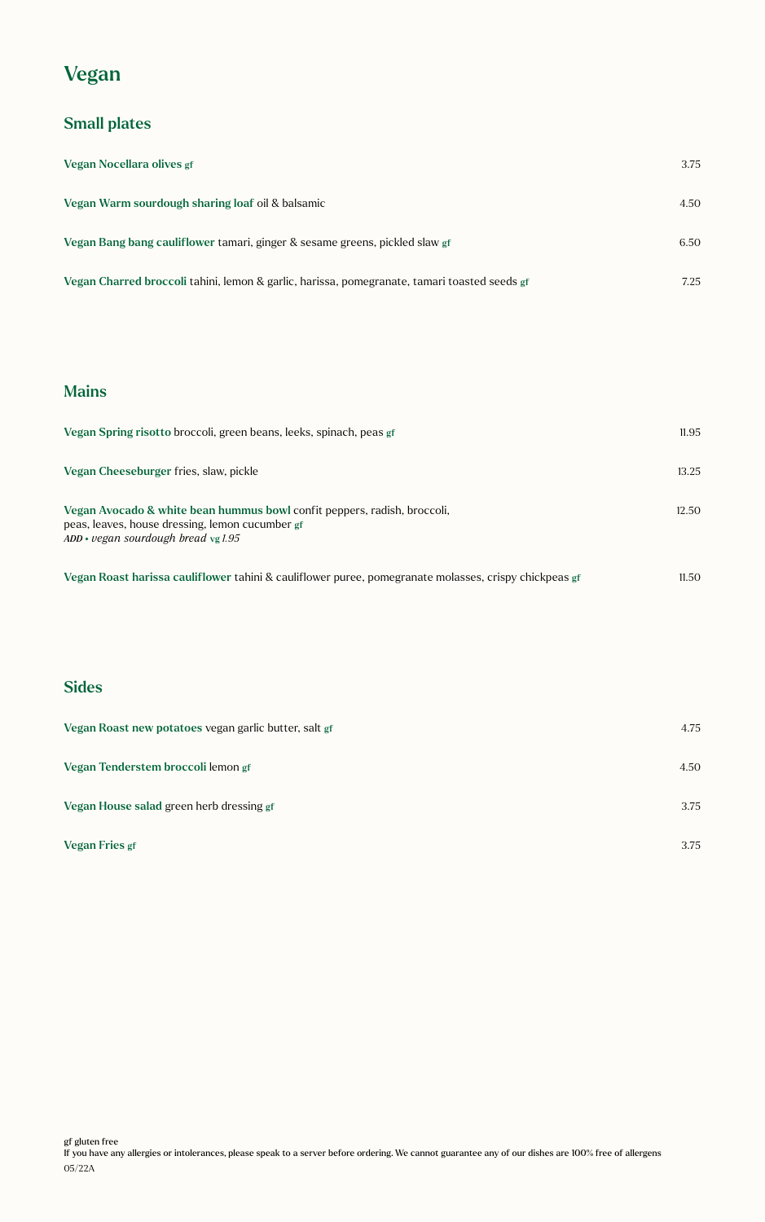# Vegan

## Small plates

| | | |
|---|---|---|
| **Vegan Nocellara olives** gf | | 3.75 |
| **Vegan Warm sourdough sharing loaf** oil & balsamic | | 4.50 |
| **Vegan Bang bang cauliflower** tamari, ginger & sesame greens, pickled slaw gf | | 6.50 |
| **Vegan Charred broccoli** tahini, lemon & garlic, harissa, pomegranate, tamari toasted seeds gf | | 7.25 |

## Mains

| | | |
|---|---|---|
| **Vegan Spring risotto** broccoli, green beans, leeks, spinach, peas gf | | 11.95 |
| **Vegan Cheeseburger** fries, slaw, pickle | | 13.25 |
| **Vegan Avocado & white bean hummus bowl** confit peppers, radish, broccoli, peas, leaves, house dressing, lemon cucumber gf<br>*ADD • vegan sourdough bread* vg *1.95* | | 12.50 |
| **Vegan Roast harissa cauliflower** tahini & cauliflower puree, pomegranate molasses, crispy chickpeas gf | | 11.50 |

## Sides

| | | |
|---|---|---|
| **Vegan Roast new potatoes** vegan garlic butter, salt gf | | 4.75 |
| **Vegan Tenderstem broccoli** lemon gf | | 4.50 |
| **Vegan House salad** green herb dressing gf | | 3.75 |
| **Vegan Fries** gf | | 3.75 |

gf gluten free

If you have any allergies or intolerances, please speak to a server before ordering. We cannot guarantee any of our dishes are 100% free of allergens

05/22A